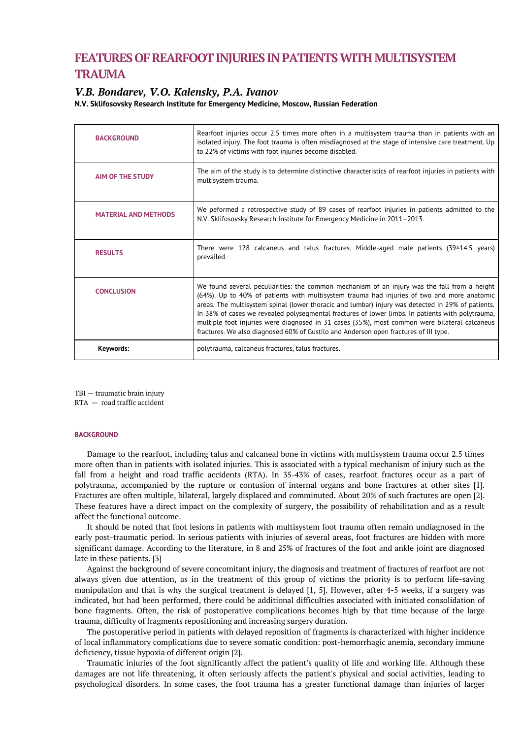# FEATURES OF REARFOOT INJURIES IN PATIENTS WITH MULTISYSTEM TRAUMA

## *V.B. Bondarev, V.O. Kalensky, P.A. Ivanov*

**N.V. Sklifosovsky Research Institute for Emergency Medicine, Moscow, Russian Federation**

| | |
|---|---|
| **BACKGROUND** | Rearfoot injuries occur 2.5 times more often in a multisystem trauma than in patients with an isolated injury. The foot trauma is often misdiagnosed at the stage of intensive care treatment. Up to 22% of victims with foot injuries become disabled. |
| **AIM OF THE STUDY** | The aim of the study is to determine distinctive characteristics of rearfoot injuries in patients with multisystem trauma. |
| **MATERIAL AND METHODS** | We peformed a retrospective study of 89 cases of rearfoot injuries in patients admitted to the N.V. Sklifosovsky Research Institute for Emergency Medicine in 2011–2013. |
| **RESULTS** | There were 128 calcaneus and talus fractures. Middle-aged male patients (39±14.5 years) prevailed. |
| **CONCLUSION** | We found several peculiarities: the common mechanism of an injury was the fall from a height (64%). Up to 40% of patients with multisystem trauma had injuries of two and more anatomic areas. The multisystem spinal (lower thoracic and lumbar) injury was detected in 29% of patients. In 38% of cases we revealed polysegmental fractures of lower limbs. In patients with polytrauma, multiple foot injuries were diagnosed in 31 cases (35%), most common were bilateral calcaneus fractures. We also diagnosed 60% of Gustilo and Anderson open fractures of III type. |
| **Keywords:** | polytrauma, calcaneus fractures, talus fractures. |

TBI — traumatic brain injury
RTA — road traffic accident

### BACKGROUND

Damage to the rearfoot, including talus and calcaneal bone in victims with multisystem trauma occur 2.5 times more often than in patients with isolated injuries. This is associated with a typical mechanism of injury such as the fall from a height and road traffic accidents (RTA). In 35-43% of cases, rearfoot fractures occur as a part of polytrauma, accompanied by the rupture or contusion of internal organs and bone fractures at other sites [1]. Fractures are often multiple, bilateral, largely displaced and comminuted. About 20% of such fractures are open [2]. These features have a direct impact on the complexity of surgery, the possibility of rehabilitation and as a result affect the functional outcome.

It should be noted that foot lesions in patients with multisystem foot trauma often remain undiagnosed in the early post-traumatic period. In serious patients with injuries of several areas, foot fractures are hidden with more significant damage. According to the literature, in 8 and 25% of fractures of the foot and ankle joint are diagnosed late in these patients. [3]

Against the background of severe concomitant injury, the diagnosis and treatment of fractures of rearfoot are not always given due attention, as in the treatment of this group of victims the priority is to perform life-saving manipulation and that is why the surgical treatment is delayed [1, 5]. However, after 4-5 weeks, if a surgery was indicated, but had been performed, there could be additional difficulties associated with initiated consolidation of bone fragments. Often, the risk of postoperative complications becomes high by that time because of the large trauma, difficulty of fragments repositioning and increasing surgery duration.

The postoperative period in patients with delayed reposition of fragments is characterized with higher incidence of local inflammatory complications due to severe somatic condition: post-hemorrhagic anemia, secondary immune deficiency, tissue hypoxia of different origin [2].

Traumatic injuries of the foot significantly affect the patient's quality of life and working life. Although these damages are not life threatening, it often seriously affects the patient's physical and social activities, leading to psychological disorders. In some cases, the foot trauma has a greater functional damage than injuries of larger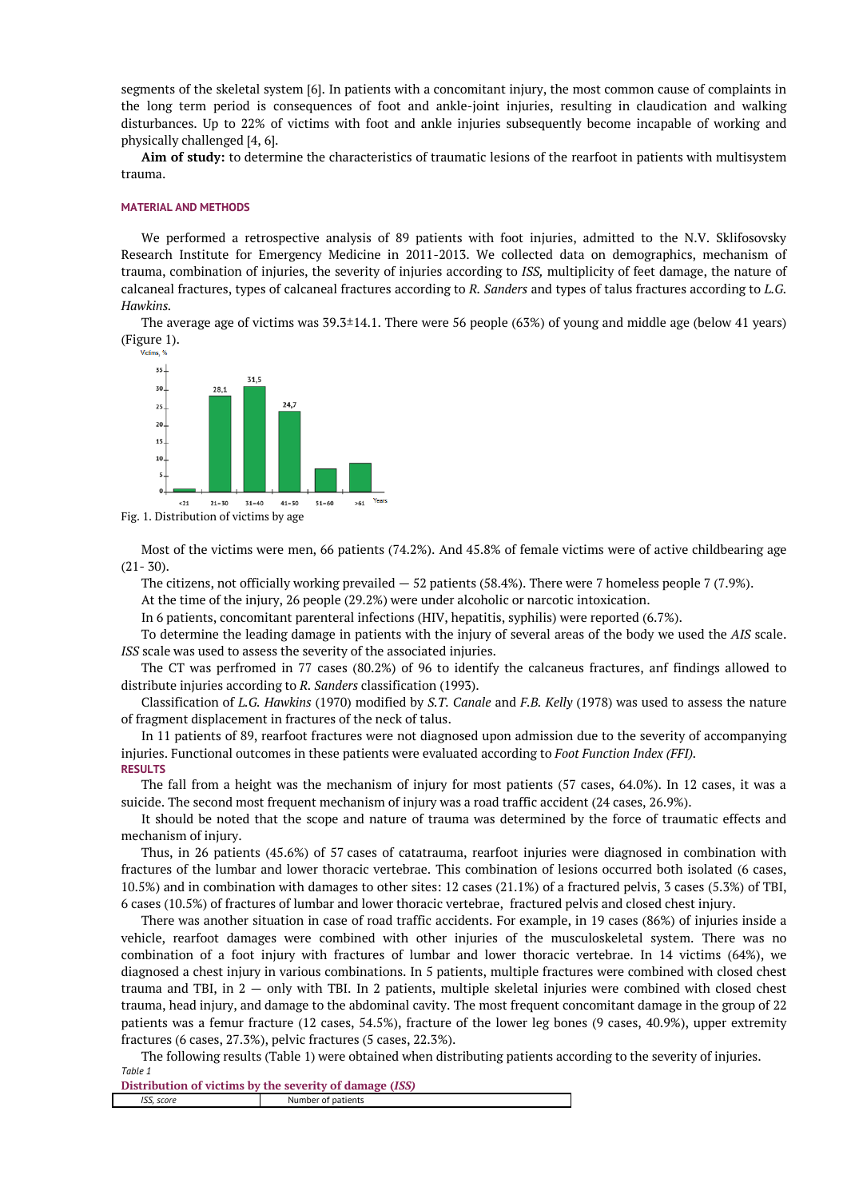segments of the skeletal system [6]. In patients with a concomitant injury, the most common cause of complaints in the long term period is consequences of foot and ankle-joint injuries, resulting in claudication and walking disturbances. Up to 22% of victims with foot and ankle injuries subsequently become incapable of working and physically challenged [4, 6].

**Aim of study:** to determine the characteristics of traumatic lesions of the rearfoot in patients with multisystem trauma.

## MATERIAL AND METHODS

We performed a retrospective analysis of 89 patients with foot injuries, admitted to the N.V. Sklifosovsky Research Institute for Emergency Medicine in 2011-2013. We collected data on demographics, mechanism of trauma, combination of injuries, the severity of injuries according to *ISS,* multiplicity of feet damage, the nature of calcaneal fractures, types of calcaneal fractures according to *R. Sanders* and types of talus fractures according to *L.G. Hawkins.*

The average age of victims was 39.3±14.1. There were 56 people (63%) of young and middle age (below 41 years) (Figure 1).

Fig. 1. Distribution of victims by age

Most of the victims were men, 66 patients (74.2%). And 45.8% of female victims were of active childbearing age (21- 30).

The citizens, not officially working prevailed — 52 patients (58.4%). There were 7 homeless people 7 (7.9%).

At the time of the injury, 26 people (29.2%) were under alcoholic or narcotic intoxication.

In 6 patients, concomitant parenteral infections (HIV, hepatitis, syphilis) were reported (6.7%).

To determine the leading damage in patients with the injury of several areas of the body we used the *AIS* scale. *ISS* scale was used to assess the severity of the associated injuries.

The CT was perfromed in 77 cases (80.2%) of 96 to identify the calcaneus fractures, anf findings allowed to distribute injuries according to *R. Sanders* classification (1993).

Classification of *L.G. Hawkins* (1970) modified by *S.T. Canale* and *F.B. Kelly* (1978) was used to assess the nature of fragment displacement in fractures of the neck of talus.

In 11 patients of 89, rearfoot fractures were not diagnosed upon admission due to the severity of accompanying injuries. Functional outcomes in these patients were evaluated according to *Foot Function Index (FFI).*

## RESULTS

The fall from a height was the mechanism of injury for most patients (57 cases, 64.0%). In 12 cases, it was a suicide. The second most frequent mechanism of injury was a road traffic accident (24 cases, 26.9%).

It should be noted that the scope and nature of trauma was determined by the force of traumatic effects and mechanism of injury.

Thus, in 26 patients (45.6%) of 57 cases of catatrauma, rearfoot injuries were diagnosed in combination with fractures of the lumbar and lower thoracic vertebrae. This combination of lesions occurred both isolated (6 cases, 10.5%) and in combination with damages to other sites: 12 cases (21.1%) of a fractured pelvis, 3 cases (5.3%) of TBI, 6 cases (10.5%) of fractures of lumbar and lower thoracic vertebrae, fractured pelvis and closed chest injury.

There was another situation in case of road traffic accidents. For example, in 19 cases (86%) of injuries inside a vehicle, rearfoot damages were combined with other injuries of the musculoskeletal system. There was no combination of a foot injury with fractures of lumbar and lower thoracic vertebrae. In 14 victims (64%), we diagnosed a chest injury in various combinations. In 5 patients, multiple fractures were combined with closed chest trauma and TBI, in 2 — only with TBI. In 2 patients, multiple skeletal injuries were combined with closed chest trauma, head injury, and damage to the abdominal cavity. The most frequent concomitant damage in the group of 22 patients was a femur fracture (12 cases, 54.5%), fracture of the lower leg bones (9 cases, 40.9%), upper extremity fractures (6 cases, 27.3%), pelvic fractures (5 cases, 22.3%).

The following results (Table 1) were obtained when distributing patients according to the severity of injuries.

*Table 1*

**Distribution of victims by the severity of damage (*ISS*)**

| *ISS, score* | Number of patients |
|---|---|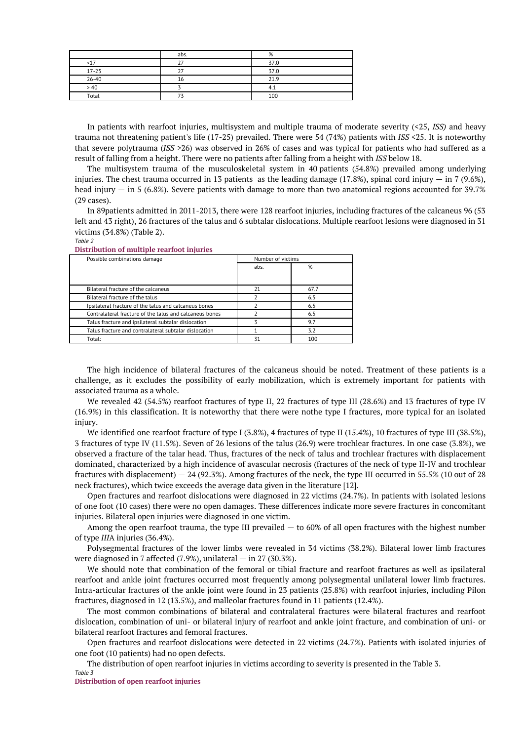|  | abs. | % |
|---|---|---|
| <17 | 27 | 37.0 |
| 17-25 | 27 | 37.0 |
| 26-40 | 16 | 21.9 |
| > 40 | 3 | 4.1 |
| Total | 73 | 100 |

In patients with rearfoot injuries, multisystem and multiple trauma of moderate severity (<25, *ISS)* and heavy trauma not threatening patient's life (17-25) prevailed. There were 54 (74%) patients with *ISS* <25. It is noteworthy that severe polytrauma (*ISS* >26) was observed in 26% of cases and was typical for patients who had suffered as a result of falling from a height. There were no patients after falling from a height with *ISS* below 18.

The multisystem trauma of the musculoskeletal system in 40 patients (54.8%) prevailed among underlying injuries. The chest trauma occurred in 13 patients as the leading damage (17.8%), spinal cord injury — in 7 (9.6%), head injury — in 5 (6.8%). Severe patients with damage to more than two anatomical regions accounted for 39.7% (29 cases).

In 89patients admitted in 2011-2013, there were 128 rearfoot injuries, including fractures of the calcaneus 96 (53 left and 43 right), 26 fractures of the talus and 6 subtalar dislocations. Multiple rearfoot lesions were diagnosed in 31 victims (34.8%) (Table 2).

*Table 2*

**Distribution of multiple rearfoot injuries**

| Possible combinations damage | Number of victims | |
|---|---|---|
| | abs. | % |
| Bilateral fracture of the calcaneus | 21 | 67.7 |
| Bilateral fracture of the talus | 2 | 6.5 |
| Ipsilateral fracture of the talus and calcaneus bones | 2 | 6.5 |
| Contralateral fracture of the talus and calcaneus bones | 2 | 6.5 |
| Talus fracture and ipsilateral subtalar dislocation | 3 | 9.7 |
| Talus fracture and contralateral subtalar dislocation | 1 | 3.2 |
| Total: | 31 | 100 |

The high incidence of bilateral fractures of the calcaneus should be noted. Treatment of these patients is a challenge, as it excludes the possibility of early mobilization, which is extremely important for patients with associated trauma as a whole.

We revealed 42 (54.5%) rearfoot fractures of type II, 22 fractures of type III (28.6%) and 13 fractures of type IV (16.9%) in this classification. It is noteworthy that there were nothe type I fractures, more typical for an isolated injury.

We identified one rearfoot fracture of type I (3.8%), 4 fractures of type II (15.4%), 10 fractures of type III (38.5%), 3 fractures of type IV (11.5%). Seven of 26 lesions of the talus (26.9) were trochlear fractures. In one case (3.8%), we observed a fracture of the talar head. Thus, fractures of the neck of talus and trochlear fractures with displacement dominated, characterized by a high incidence of avascular necrosis (fractures of the neck of type II-IV and trochlear fractures with displacement) — 24 (92.3%). Among fractures of the neck, the type III occurred in 55.5% (10 out of 28 neck fractures), which twice exceeds the average data given in the literature [12].

Open fractures and rearfoot dislocations were diagnosed in 22 victims (24.7%). In patients with isolated lesions of one foot (10 cases) there were no open damages. These differences indicate more severe fractures in concomitant injuries. Bilateral open injuries were diagnosed in one victim.

Among the open rearfoot trauma, the type III prevailed — to 60% of all open fractures with the highest number of type *III*A injuries (36.4%).

Polysegmental fractures of the lower limbs were revealed in 34 victims (38.2%). Bilateral lower limb fractures were diagnosed in 7 affected (7.9%), unilateral — in 27 (30.3%).

We should note that combination of the femoral or tibial fracture and rearfoot fractures as well as ipsilateral rearfoot and ankle joint fractures occurred most frequently among polysegmental unilateral lower limb fractures. Intra-articular fractures of the ankle joint were found in 23 patients (25.8%) with rearfoot injuries, including Pilon fractures, diagnosed in 12 (13.5%), and malleolar fractures found in 11 patients (12.4%).

The most common combinations of bilateral and contralateral fractures were bilateral fractures and rearfoot dislocation, combination of uni- or bilateral injury of rearfoot and ankle joint fracture, and combination of uni- or bilateral rearfoot fractures and femoral fractures.

Open fractures and rearfoot dislocations were detected in 22 victims (24.7%). Patients with isolated injuries of one foot (10 patients) had no open defects.

The distribution of open rearfoot injuries in victims according to severity is presented in the Table 3.

*Table 3*

**Distribution of open rearfoot injuries**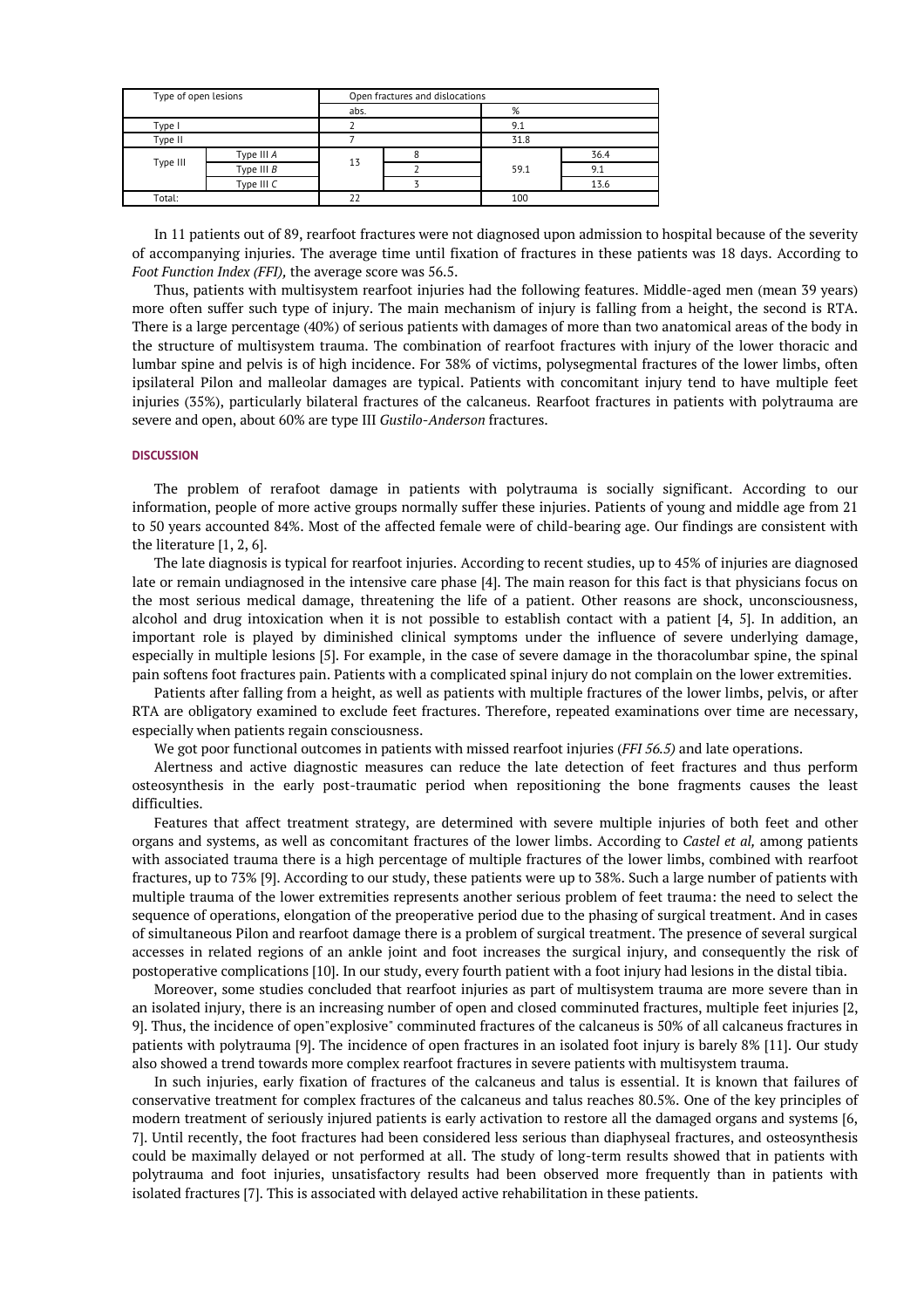| Type of open lesions | | Open fractures and dislocations | | | |
|---|---|---|---|---|---|
| | | abs. | | % | |
| Type I | | 2 | | 9.1 | |
| Type II | | 7 | | 31.8 | |
| Type III | Type III *A* | 13 | 8 | 59.1 | 36.4 |
| | Type III *B* | | 2 | | 9.1 |
| | Type III *C* | | 3 | | 13.6 |
| Total: | | 22 | | 100 | |

In 11 patients out of 89, rearfoot fractures were not diagnosed upon admission to hospital because of the severity of accompanying injuries. The average time until fixation of fractures in these patients was 18 days. According to *Foot Function Index (FFI),* the average score was 56.5.

Thus, patients with multisystem rearfoot injuries had the following features. Middle-aged men (mean 39 years) more often suffer such type of injury. The main mechanism of injury is falling from a height, the second is RTA. There is a large percentage (40%) of serious patients with damages of more than two anatomical areas of the body in the structure of multisystem trauma. The combination of rearfoot fractures with injury of the lower thoracic and lumbar spine and pelvis is of high incidence. For 38% of victims, polysegmental fractures of the lower limbs, often ipsilateral Pilon and malleolar damages are typical. Patients with concomitant injury tend to have multiple feet injuries (35%), particularly bilateral fractures of the calcaneus. Rearfoot fractures in patients with polytrauma are severe and open, about 60% are type III *Gustilo-Anderson* fractures.

## DISCUSSION

The problem of rerafoot damage in patients with polytrauma is socially significant. According to our information, people of more active groups normally suffer these injuries. Patients of young and middle age from 21 to 50 years accounted 84%. Most of the affected female were of child-bearing age. Our findings are consistent with the literature [1, 2, 6].

The late diagnosis is typical for rearfoot injuries. According to recent studies, up to 45% of injuries are diagnosed late or remain undiagnosed in the intensive care phase [4]. The main reason for this fact is that physicians focus on the most serious medical damage, threatening the life of a patient. Other reasons are shock, unconsciousness, alcohol and drug intoxication when it is not possible to establish contact with a patient [4, 5]. In addition, an important role is played by diminished clinical symptoms under the influence of severe underlying damage, especially in multiple lesions [5]. For example, in the case of severe damage in the thoracolumbar spine, the spinal pain softens foot fractures pain. Patients with a complicated spinal injury do not complain on the lower extremities.

Patients after falling from a height, as well as patients with multiple fractures of the lower limbs, pelvis, or after RTA are obligatory examined to exclude feet fractures. Therefore, repeated examinations over time are necessary, especially when patients regain consciousness.

We got poor functional outcomes in patients with missed rearfoot injuries (*FFI 56.5)* and late operations.

Alertness and active diagnostic measures can reduce the late detection of feet fractures and thus perform osteosynthesis in the early post-traumatic period when repositioning the bone fragments causes the least difficulties.

Features that affect treatment strategy, are determined with severe multiple injuries of both feet and other organs and systems, as well as concomitant fractures of the lower limbs. According to *Castel et al,* among patients with associated trauma there is a high percentage of multiple fractures of the lower limbs, combined with rearfoot fractures, up to 73% [9]. According to our study, these patients were up to 38%. Such a large number of patients with multiple trauma of the lower extremities represents another serious problem of feet trauma: the need to select the sequence of operations, elongation of the preoperative period due to the phasing of surgical treatment. And in cases of simultaneous Pilon and rearfoot damage there is a problem of surgical treatment. The presence of several surgical accesses in related regions of an ankle joint and foot increases the surgical injury, and consequently the risk of postoperative complications [10]. In our study, every fourth patient with a foot injury had lesions in the distal tibia.

Moreover, some studies concluded that rearfoot injuries as part of multisystem trauma are more severe than in an isolated injury, there is an increasing number of open and closed comminuted fractures, multiple feet injuries [2, 9]. Thus, the incidence of open"explosive" comminuted fractures of the calcaneus is 50% of all calcaneus fractures in patients with polytrauma [9]. The incidence of open fractures in an isolated foot injury is barely 8% [11]. Our study also showed a trend towards more complex rearfoot fractures in severe patients with multisystem trauma.

In such injuries, early fixation of fractures of the calcaneus and talus is essential. It is known that failures of conservative treatment for complex fractures of the calcaneus and talus reaches 80.5%. One of the key principles of modern treatment of seriously injured patients is early activation to restore all the damaged organs and systems [6, 7]. Until recently, the foot fractures had been considered less serious than diaphyseal fractures, and osteosynthesis could be maximally delayed or not performed at all. The study of long-term results showed that in patients with polytrauma and foot injuries, unsatisfactory results had been observed more frequently than in patients with isolated fractures [7]. This is associated with delayed active rehabilitation in these patients.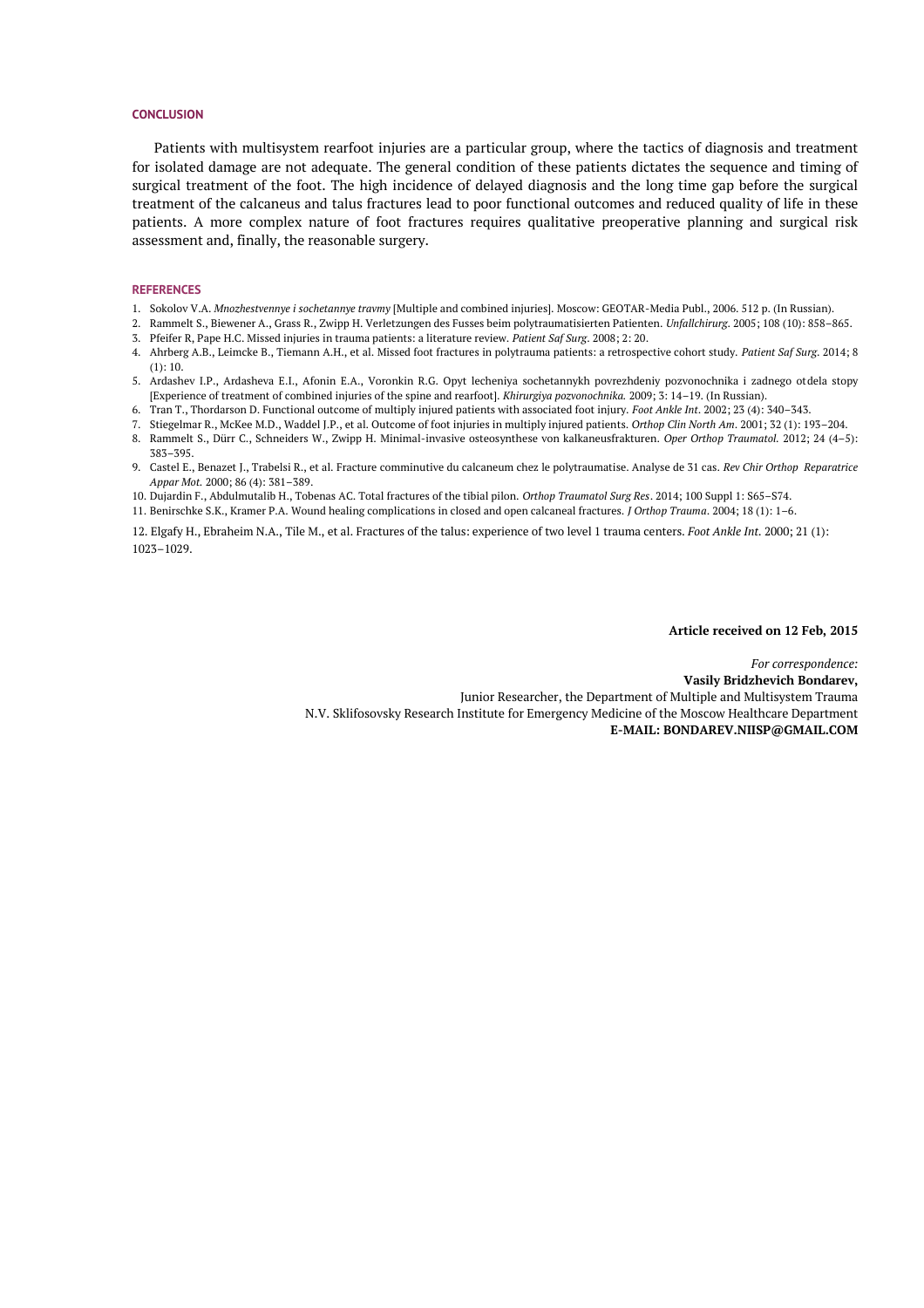## CONCLUSION

Patients with multisystem rearfoot injuries are a particular group, where the tactics of diagnosis and treatment for isolated damage are not adequate. The general condition of these patients dictates the sequence and timing of surgical treatment of the foot. The high incidence of delayed diagnosis and the long time gap before the surgical treatment of the calcaneus and talus fractures lead to poor functional outcomes and reduced quality of life in these patients. A more complex nature of foot fractures requires qualitative preoperative planning and surgical risk assessment and, finally, the reasonable surgery.

## REFERENCES

1. Sokolov V.A. *Mnozhestvennye i sochetannye travmy* [Multiple and combined injuries]. Moscow: GEOTAR-Media Publ., 2006. 512 p. (In Russian).
2. Rammelt S., Biewener A., Grass R., Zwipp H. Verletzungen des Fusses beim polytraumatisierten Patienten. *Unfallchirurg*. 2005; 108 (10): 858–865.
3. Pfeifer R, Pape H.C. Missed injuries in trauma patients: a literature review. *Patient Saf Surg*. 2008; 2: 20.
4. Ahrberg A.B., Leimcke B., Tiemann A.H., et al. Missed foot fractures in polytrauma patients: a retrospective cohort study. *Patient Saf Surg*. 2014; 8 (1): 10.
5. Ardashev I.P., Ardasheva E.I., Afonin E.A., Voronkin R.G. Opyt lecheniya sochetannykh povrezhdeniy pozvonochnika i zadnego otdela stopy [Experience of treatment of combined injuries of the spine and rearfoot]. *Khirurgiya pozvonochnika.* 2009; 3: 14–19. (In Russian).
6. Tran T., Thordarson D. Functional outcome of multiply injured patients with associated foot injury. *Foot Ankle Int*. 2002; 23 (4): 340–343.
7. Stiegelmar R., McKee M.D., Waddel J.P., et al. Outcome of foot injuries in multiply injured patients. *Orthop Clin North Am*. 2001; 32 (1): 193–204.
8. Rammelt S., Dürr C., Schneiders W., Zwipp H. Minimal-invasive osteosynthese von kalkaneusfrakturen. *Oper Orthop Traumatol.* 2012; 24 (4–5): 383–395.
9. Castel E., Benazet J., Trabelsi R., et al. Fracture comminutive du calcaneum chez le polytraumatise. Analyse de 31 cas. *Rev Chir Orthop Reparatrice Appar Mot.* 2000; 86 (4): 381–389.
10. Dujardin F., Abdulmutalib H., Tobenas AC. Total fractures of the tibial pilon. *Orthop Traumatol Surg Res*. 2014; 100 Suppl 1: S65–S74.
11. Benirschke S.K., Kramer P.A. Wound healing complications in closed and open calcaneal fractures. *J Orthop Trauma*. 2004; 18 (1): 1–6.
12. Elgafy H., Ebraheim N.A., Tile M., et al. Fractures of the talus: experience of two level 1 trauma centers. *Foot Ankle Int*. 2000; 21 (1): 1023–1029.

**Article received on 12 Feb, 2015**

*For correspondence:*
**Vasily Bridzhevich Bondarev,**
Junior Researcher, the Department of Multiple and Multisystem Trauma
N.V. Sklifosovsky Research Institute for Emergency Medicine of the Moscow Healthcare Department
**E-MAIL: BONDAREV.NIISP@GMAIL.COM**